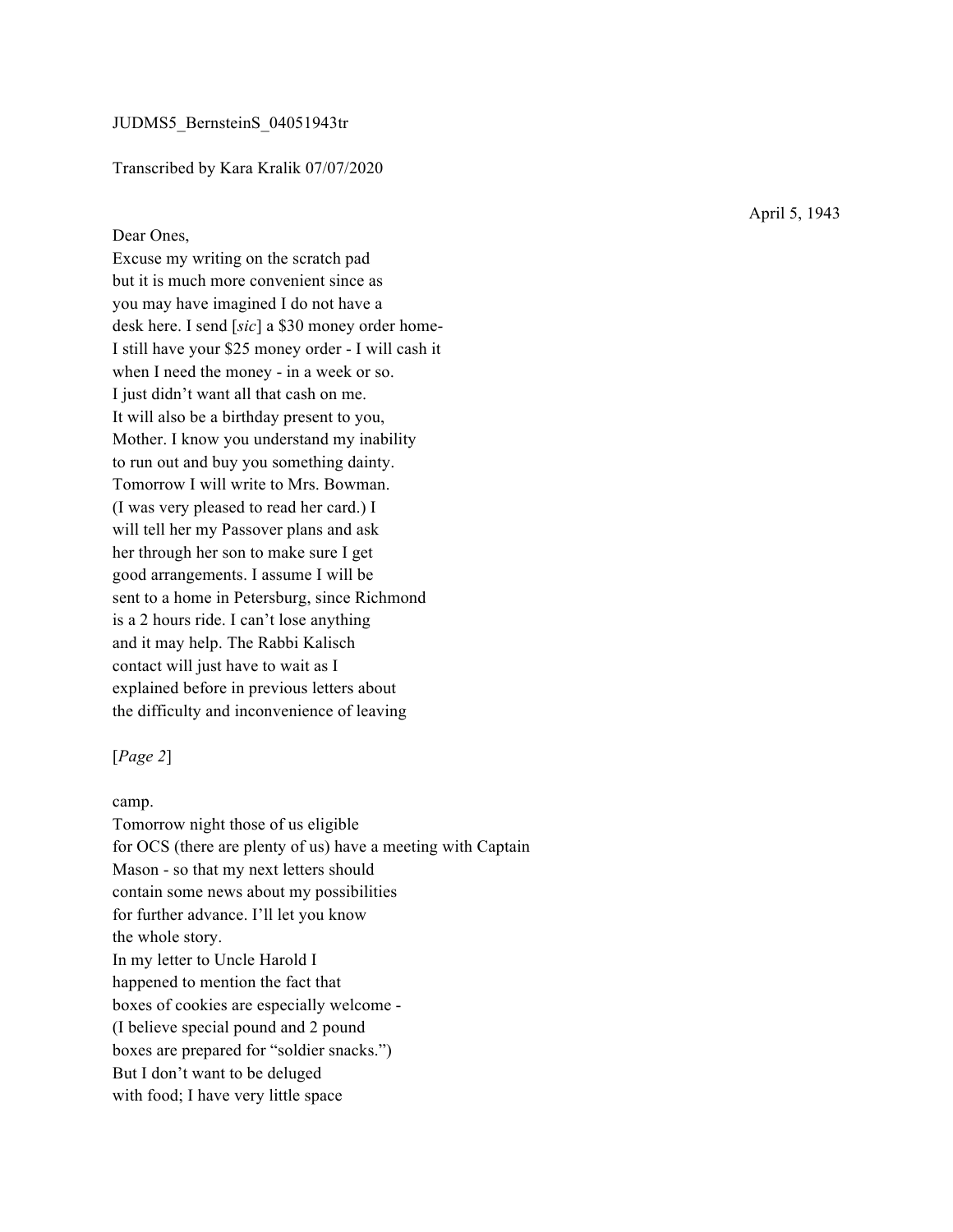JUDMS5_BernsteinS_04051943tr

Transcribed by Kara Kralik 07/07/2020

April 5, 1943

Dear Ones,
Excuse my writing on the scratch pad
but it is much more convenient since as
you may have imagined I do not have a
desk here. I send [*sic*] a $30 money order home-
I still have your $25 money order - I will cash it
when I need the money - in a week or so.
I just didn't want all that cash on me.
It will also be a birthday present to you,
Mother. I know you understand my inability
to run out and buy you something dainty.
Tomorrow I will write to Mrs. Bowman.
(I was very pleased to read her card.) I
will tell her my Passover plans and ask
her through her son to make sure I get
good arrangements. I assume I will be
sent to a home in Petersburg, since Richmond
is a 2 hours ride. I can't lose anything
and it may help. The Rabbi Kalisch
contact will just have to wait as I
explained before in previous letters about
the difficulty and inconvenience of leaving

[*Page 2*]

camp.
Tomorrow night those of us eligible
for OCS (there are plenty of us) have a meeting with Captain
Mason - so that my next letters should
contain some news about my possibilities
for further advance. I'll let you know
the whole story.
In my letter to Uncle Harold I
happened to mention the fact that
boxes of cookies are especially welcome -
(I believe special pound and 2 pound
boxes are prepared for "soldier snacks.")
But I don't want to be deluged
with food; I have very little space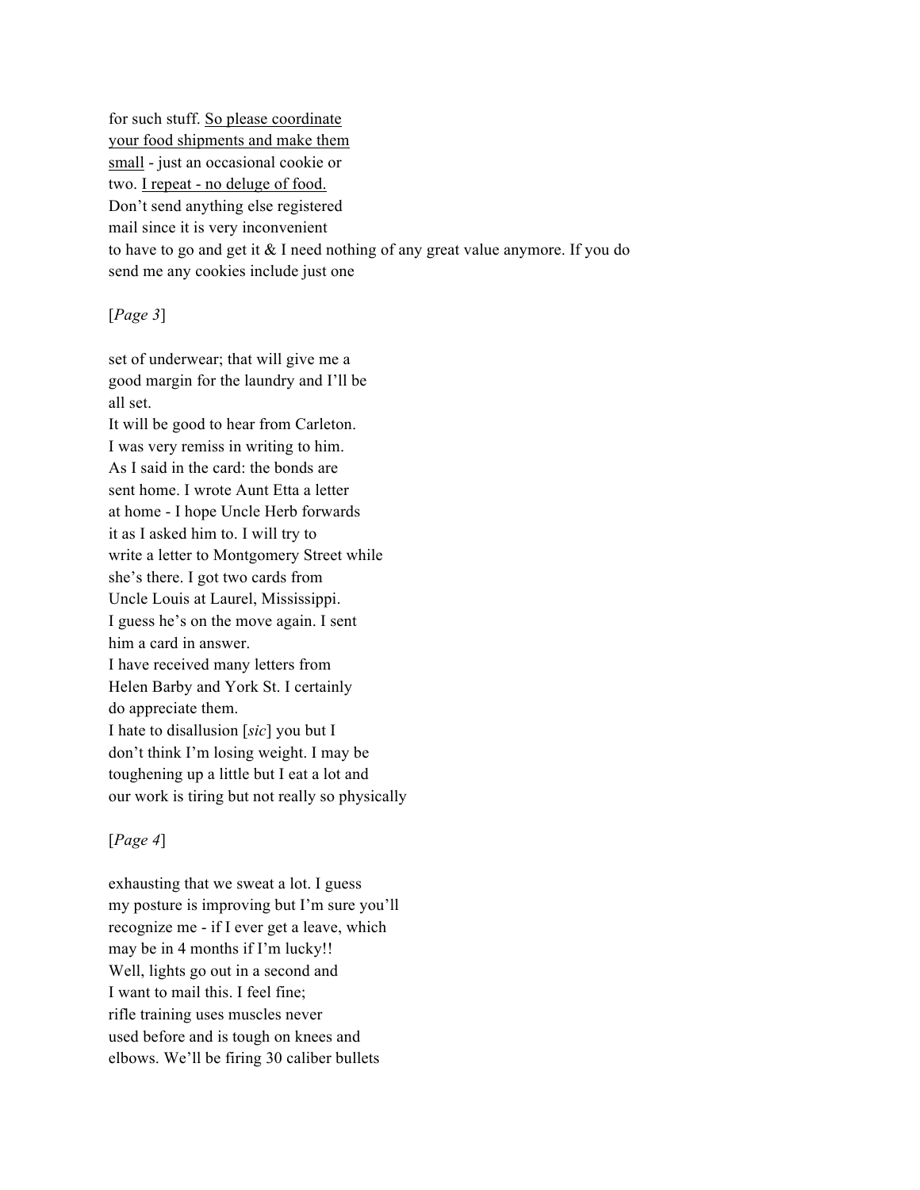for such stuff. <u>So please coordinate your food shipments and make them small</u> - just an occasional cookie or two. <u>I repeat - no deluge of food.</u> Don't send anything else registered mail since it is very inconvenient to have to go and get it & I need nothing of any great value anymore. If you do send me any cookies include just one

[*Page 3*]

set of underwear; that will give me a good margin for the laundry and I'll be all set.
It will be good to hear from Carleton. I was very remiss in writing to him. As I said in the card: the bonds are sent home. I wrote Aunt Etta a letter at home - I hope Uncle Herb forwards it as I asked him to. I will try to write a letter to Montgomery Street while she's there. I got two cards from Uncle Louis at Laurel, Mississippi. I guess he's on the move again. I sent him a card in answer.
I have received many letters from Helen Barby and York St. I certainly do appreciate them.
I hate to disallusion [*sic*] you but I don't think I'm losing weight. I may be toughening up a little but I eat a lot and our work is tiring but not really so physically

[*Page 4*]

exhausting that we sweat a lot. I guess my posture is improving but I'm sure you'll recognize me - if I ever get a leave, which may be in 4 months if I'm lucky!!
Well, lights go out in a second and I want to mail this. I feel fine; rifle training uses muscles never used before and is tough on knees and elbows. We'll be firing 30 caliber bullets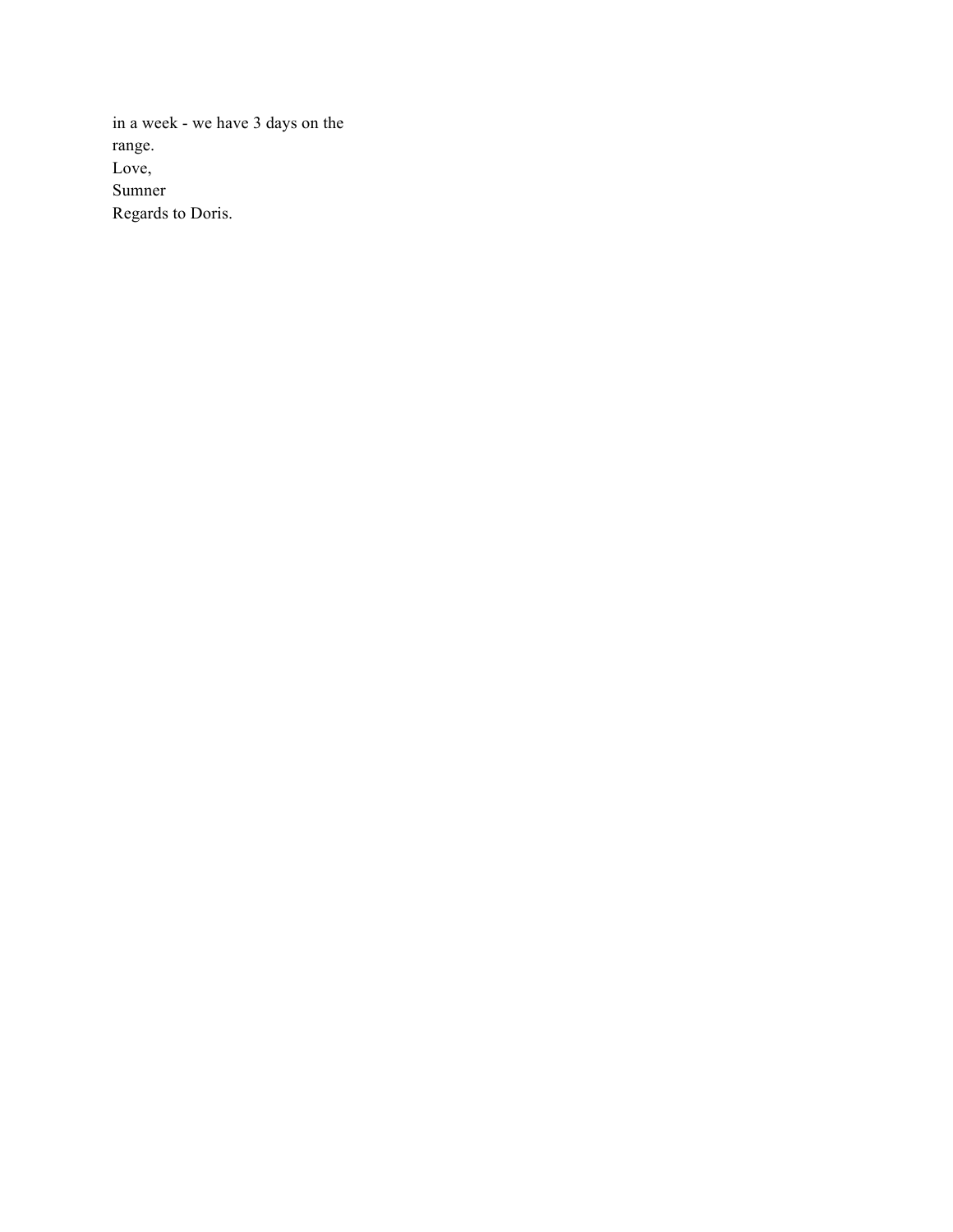in a week - we have 3 days on the range.

Love,

Sumner

Regards to Doris.